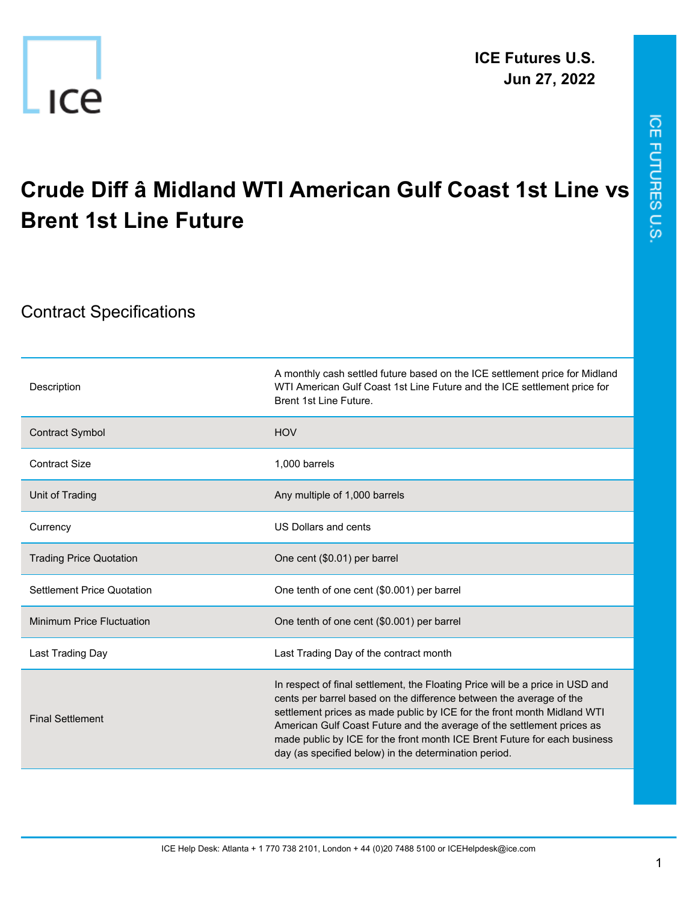ICE Futures U.S.
Jun 27, 2022

# Crude Diff â Midland WTI American Gulf Coast 1st Line vs Brent 1st Line Future

## Contract Specifications

| | |
|---|---|
| Description | A monthly cash settled future based on the ICE settlement price for Midland WTI American Gulf Coast 1st Line Future and the ICE settlement price for Brent 1st Line Future. |
| Contract Symbol | HOV |
| Contract Size | 1,000 barrels |
| Unit of Trading | Any multiple of 1,000 barrels |
| Currency | US Dollars and cents |
| Trading Price Quotation | One cent ($0.01) per barrel |
| Settlement Price Quotation | One tenth of one cent ($0.001) per barrel |
| Minimum Price Fluctuation | One tenth of one cent ($0.001) per barrel |
| Last Trading Day | Last Trading Day of the contract month |
| Final Settlement | In respect of final settlement, the Floating Price will be a price in USD and cents per barrel based on the difference between the average of the settlement prices as made public by ICE for the front month Midland WTI American Gulf Coast Future and the average of the settlement prices as made public by ICE for the front month ICE Brent Future for each business day (as specified below) in the determination period. |

ICE Help Desk: Atlanta + 1 770 738 2101, London + 44 (0)20 7488 5100 or ICEHelpdesk@ice.com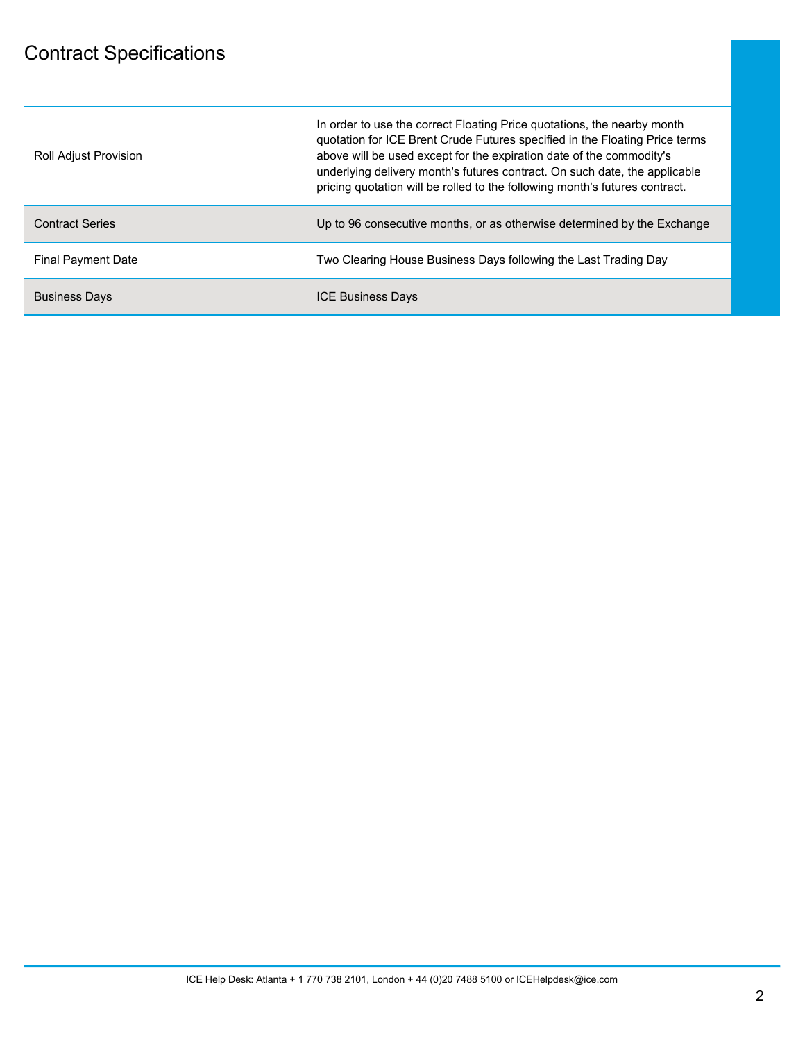# Contract Specifications

| | |
|---|---|
| Roll Adjust Provision | In order to use the correct Floating Price quotations, the nearby month quotation for ICE Brent Crude Futures specified in the Floating Price terms above will be used except for the expiration date of the commodity's underlying delivery month's futures contract. On such date, the applicable pricing quotation will be rolled to the following month's futures contract. |
| Contract Series | Up to 96 consecutive months, or as otherwise determined by the Exchange |
| Final Payment Date | Two Clearing House Business Days following the Last Trading Day |
| Business Days | ICE Business Days |

ICE Help Desk: Atlanta + 1 770 738 2101, London + 44 (0)20 7488 5100 or ICEHelpdesk@ice.com